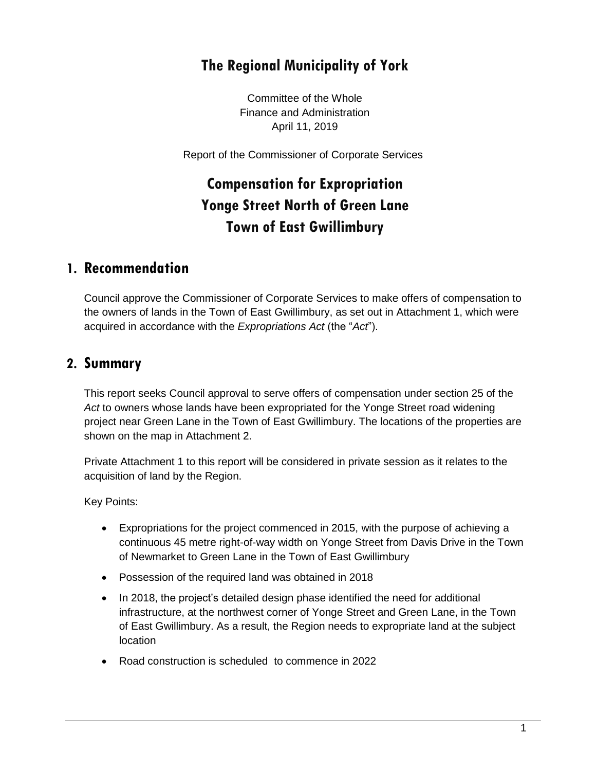# The Regional Municipality of York

Committee of the Whole
Finance and Administration
April 11, 2019

Report of the Commissioner of Corporate Services

# Compensation for Expropriation Yonge Street North of Green Lane Town of East Gwillimbury

## 1. Recommendation

Council approve the Commissioner of Corporate Services to make offers of compensation to the owners of lands in the Town of East Gwillimbury, as set out in Attachment 1, which were acquired in accordance with the *Expropriations Act* (the "*Act*").

## 2. Summary

This report seeks Council approval to serve offers of compensation under section 25 of the *Act* to owners whose lands have been expropriated for the Yonge Street road widening project near Green Lane in the Town of East Gwillimbury. The locations of the properties are shown on the map in Attachment 2.

Private Attachment 1 to this report will be considered in private session as it relates to the acquisition of land by the Region.

Key Points:

- Expropriations for the project commenced in 2015, with the purpose of achieving a continuous 45 metre right-of-way width on Yonge Street from Davis Drive in the Town of Newmarket to Green Lane in the Town of East Gwillimbury
- Possession of the required land was obtained in 2018
- In 2018, the project's detailed design phase identified the need for additional infrastructure, at the northwest corner of Yonge Street and Green Lane, in the Town of East Gwillimbury. As a result, the Region needs to expropriate land at the subject location
- Road construction is scheduled to commence in 2022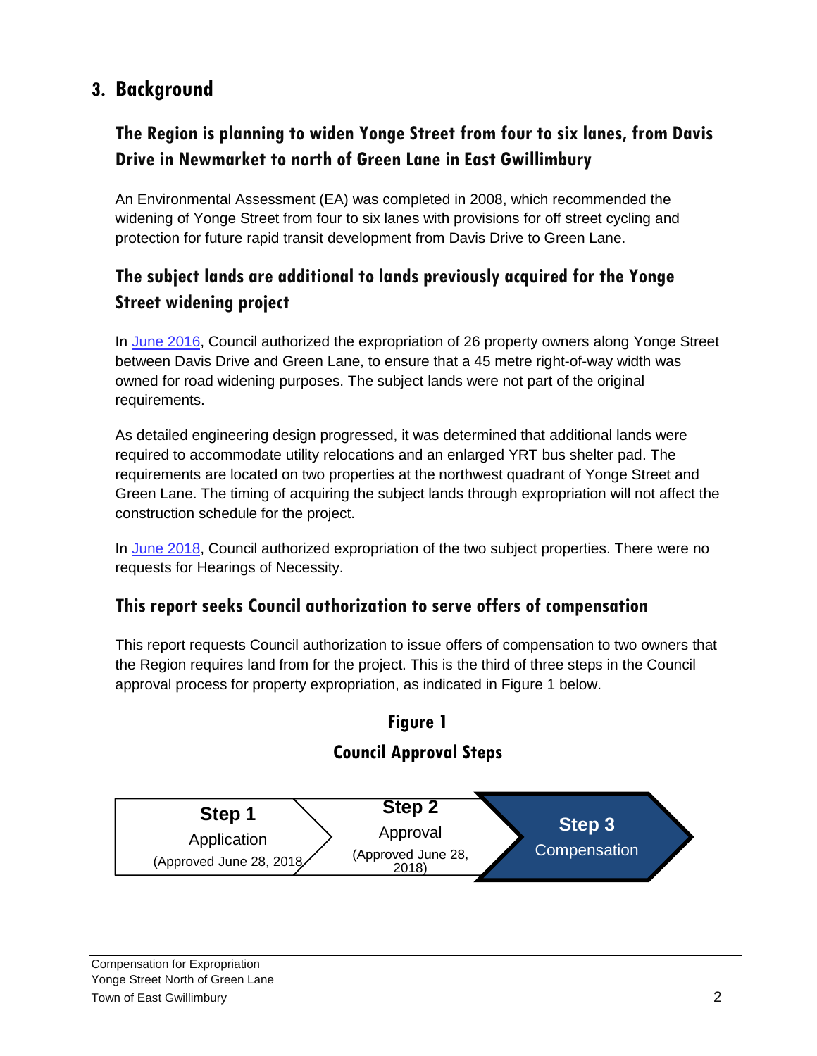# 3. Background

## The Region is planning to widen Yonge Street from four to six lanes, from Davis Drive in Newmarket to north of Green Lane in East Gwillimbury

An Environmental Assessment (EA) was completed in 2008, which recommended the widening of Yonge Street from four to six lanes with provisions for off street cycling and protection for future rapid transit development from Davis Drive to Green Lane.

## The subject lands are additional to lands previously acquired for the Yonge Street widening project

In June 2016, Council authorized the expropriation of 26 property owners along Yonge Street between Davis Drive and Green Lane, to ensure that a 45 metre right-of-way width was owned for road widening purposes. The subject lands were not part of the original requirements.

As detailed engineering design progressed, it was determined that additional lands were required to accommodate utility relocations and an enlarged YRT bus shelter pad. The requirements are located on two properties at the northwest quadrant of Yonge Street and Green Lane. The timing of acquiring the subject lands through expropriation will not affect the construction schedule for the project.

In June 2018, Council authorized expropriation of the two subject properties. There were no requests for Hearings of Necessity.

## This report seeks Council authorization to serve offers of compensation

This report requests Council authorization to issue offers of compensation to two owners that the Region requires land from for the project. This is the third of three steps in the Council approval process for property expropriation, as indicated in Figure 1 below.

**Figure 1**

**Council Approval Steps**

| Step 1 | Step 2 | Step 3 |
|---|---|---|
| Application (Approved June 28, 2018) | Approval (Approved June 28, 2018) | Compensation |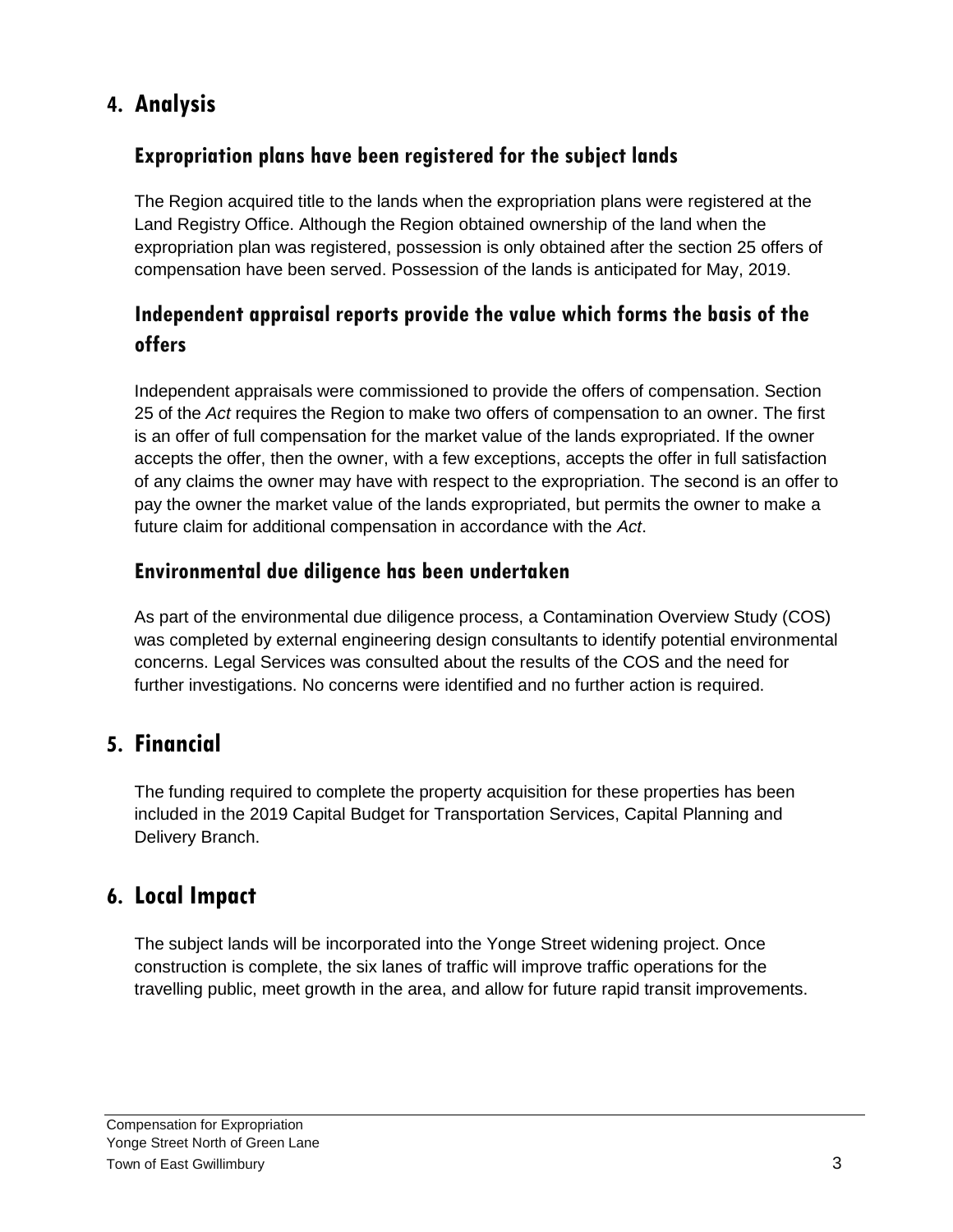## 4. Analysis

### Expropriation plans have been registered for the subject lands

The Region acquired title to the lands when the expropriation plans were registered at the Land Registry Office. Although the Region obtained ownership of the land when the expropriation plan was registered, possession is only obtained after the section 25 offers of compensation have been served. Possession of the lands is anticipated for May, 2019.

### Independent appraisal reports provide the value which forms the basis of the offers

Independent appraisals were commissioned to provide the offers of compensation. Section 25 of the *Act* requires the Region to make two offers of compensation to an owner. The first is an offer of full compensation for the market value of the lands expropriated. If the owner accepts the offer, then the owner, with a few exceptions, accepts the offer in full satisfaction of any claims the owner may have with respect to the expropriation. The second is an offer to pay the owner the market value of the lands expropriated, but permits the owner to make a future claim for additional compensation in accordance with the *Act*.

### Environmental due diligence has been undertaken

As part of the environmental due diligence process, a Contamination Overview Study (COS) was completed by external engineering design consultants to identify potential environmental concerns. Legal Services was consulted about the results of the COS and the need for further investigations. No concerns were identified and no further action is required.

## 5. Financial

The funding required to complete the property acquisition for these properties has been included in the 2019 Capital Budget for Transportation Services, Capital Planning and Delivery Branch.

## 6. Local Impact

The subject lands will be incorporated into the Yonge Street widening project. Once construction is complete, the six lanes of traffic will improve traffic operations for the travelling public, meet growth in the area, and allow for future rapid transit improvements.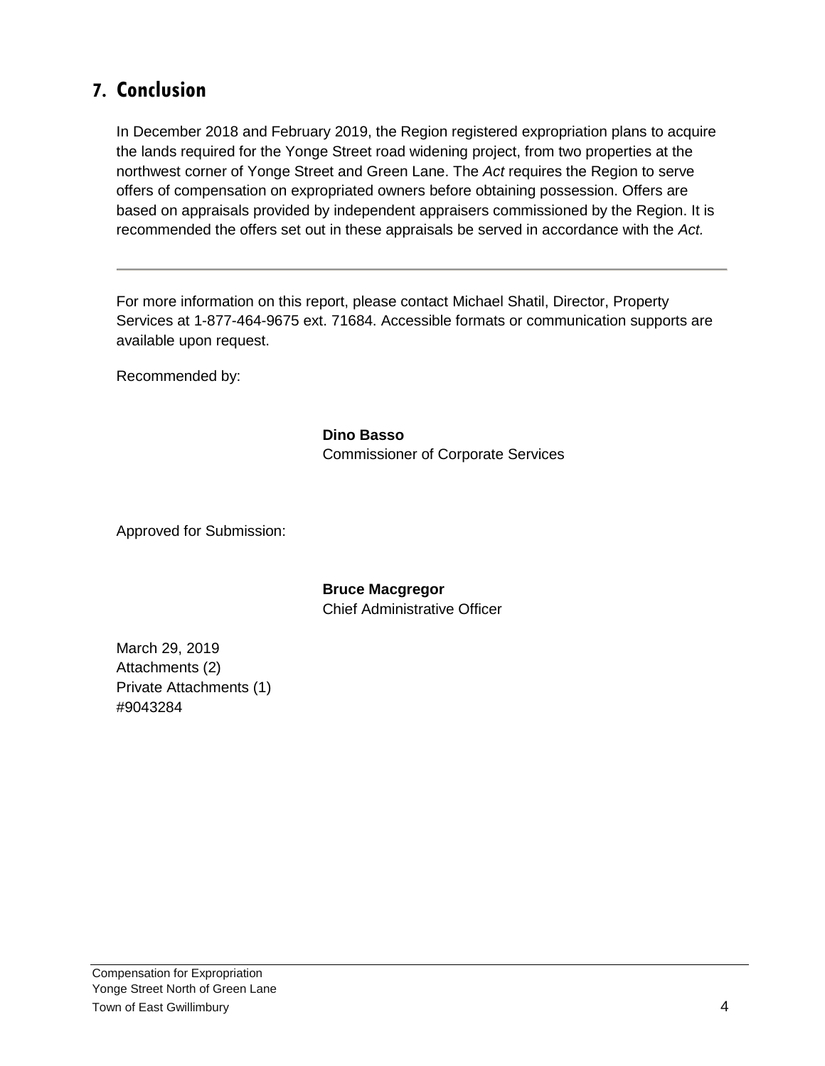## 7. Conclusion

In December 2018 and February 2019, the Region registered expropriation plans to acquire the lands required for the Yonge Street road widening project, from two properties at the northwest corner of Yonge Street and Green Lane. The *Act* requires the Region to serve offers of compensation on expropriated owners before obtaining possession. Offers are based on appraisals provided by independent appraisers commissioned by the Region. It is recommended the offers set out in these appraisals be served in accordance with the *Act.*

---

For more information on this report, please contact Michael Shatil, Director, Property Services at 1-877-464-9675 ext. 71684. Accessible formats or communication supports are available upon request.

Recommended by:

**Dino Basso**
Commissioner of Corporate Services

Approved for Submission:

**Bruce Macgregor**
Chief Administrative Officer

March 29, 2019
Attachments (2)
Private Attachments (1)
#9043284